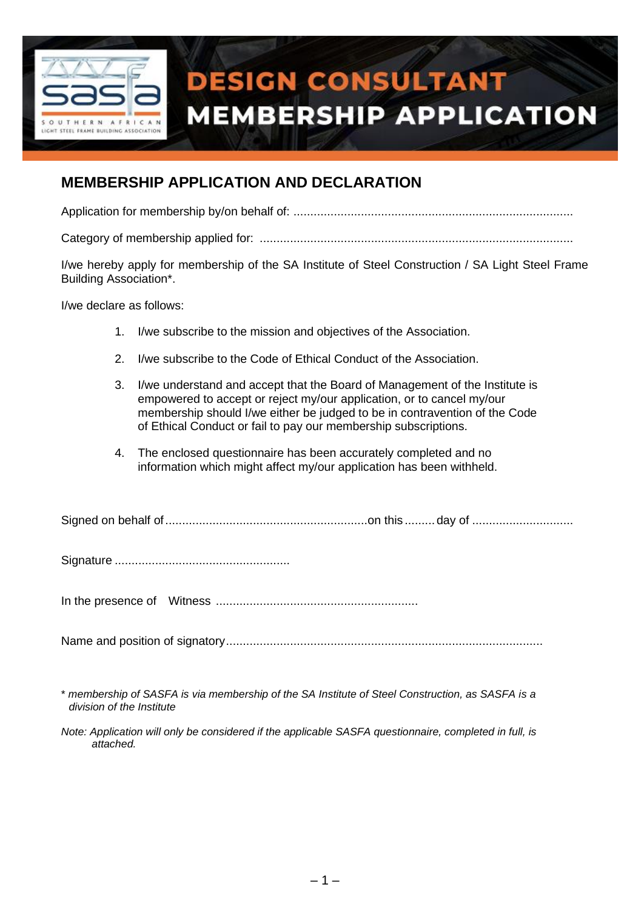# DESIGN CONSULTANT MEMBERSHIP APPLICATION

## MEMBERSHIP APPLICATION AND DECLARATION

Application for membership by/on behalf of: ....................................................................................

Category of membership applied for: .............................................................................................

I/we hereby apply for membership of the SA Institute of Steel Construction / SA Light Steel Frame Building Association*.

I/we declare as follows:

1. I/we subscribe to the mission and objectives of the Association.
2. I/we subscribe to the Code of Ethical Conduct of the Association.
3. I/we understand and accept that the Board of Management of the Institute is empowered to accept or reject my/our application, or to cancel my/our membership should I/we either be judged to be in contravention of the Code of Ethical Conduct or fail to pay our membership subscriptions.
4. The enclosed questionnaire has been accurately completed and no information which might affect my/our application has been withheld.

Signed on behalf of.............................................................on this......... day of ..............................

Signature ....................................................

In the present of Witness ............................................................

Name and position of signatory..............................................................................................

*\* membership of SASFA is via membership of the SA Institute of Steel Construction, as SASFA is a division of the Institute*

*Note: Application will only be considered if the applicable SASFA questionnaire, completed in full, is attached.*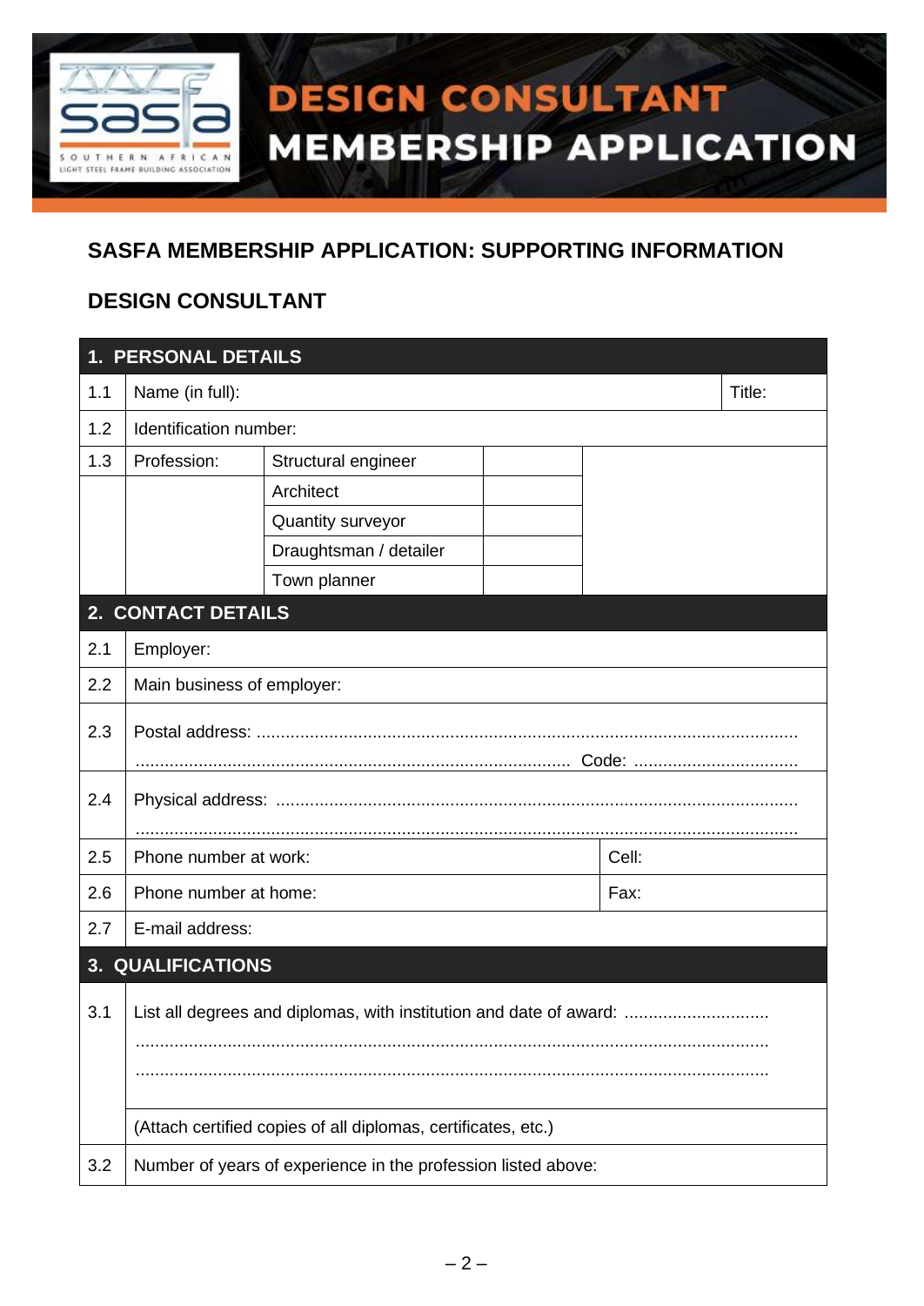# DESIGN CONSULTANT MEMBERSHIP APPLICATION

## SASFA MEMBERSHIP APPLICATION: SUPPORTING INFORMATION

## DESIGN CONSULTANT

| | | | | |
|---|---|---|---|---|
| **1. PERSONAL DETAILS** | | | | |
| 1.1 | Name (in full): | | | Title: |
| 1.2 | Identification number: | | | |
| 1.3 | Profession: | Structural engineer | | |
| | | Architect | | |
| | | Quantity surveyor | | |
| | | Draughtsman / detailer | | |
| | | Town planner | | |
| **2. CONTACT DETAILS** | | | | |
| 2.1 | Employer: | | | |
| 2.2 | Main business of employer: | | | |
| 2.3 | Postal address: ................................................................................................................ ......................................................................................... Code: .................................. | | | |
| 2.4 | Physical address: ........................................................................................................... ........................................................................................................................................... | | | |
| 2.5 | Phone number at work: | | | Cell: |
| 2.6 | Phone number at home: | | | Fax: |
| 2.7 | E-mail address: | | | |
| **3. QUALIFICATIONS** | | | | |
| 3.1 | List all degrees and diplomas, with institution and date of award: .............................. .................................................................................................................................. .................................................................................................................................. | | | |
| | (Attach certified copies of all diplomas, certificates, etc.) | | | |
| 3.2 | Number of years of experience in the profession listed above: | | | |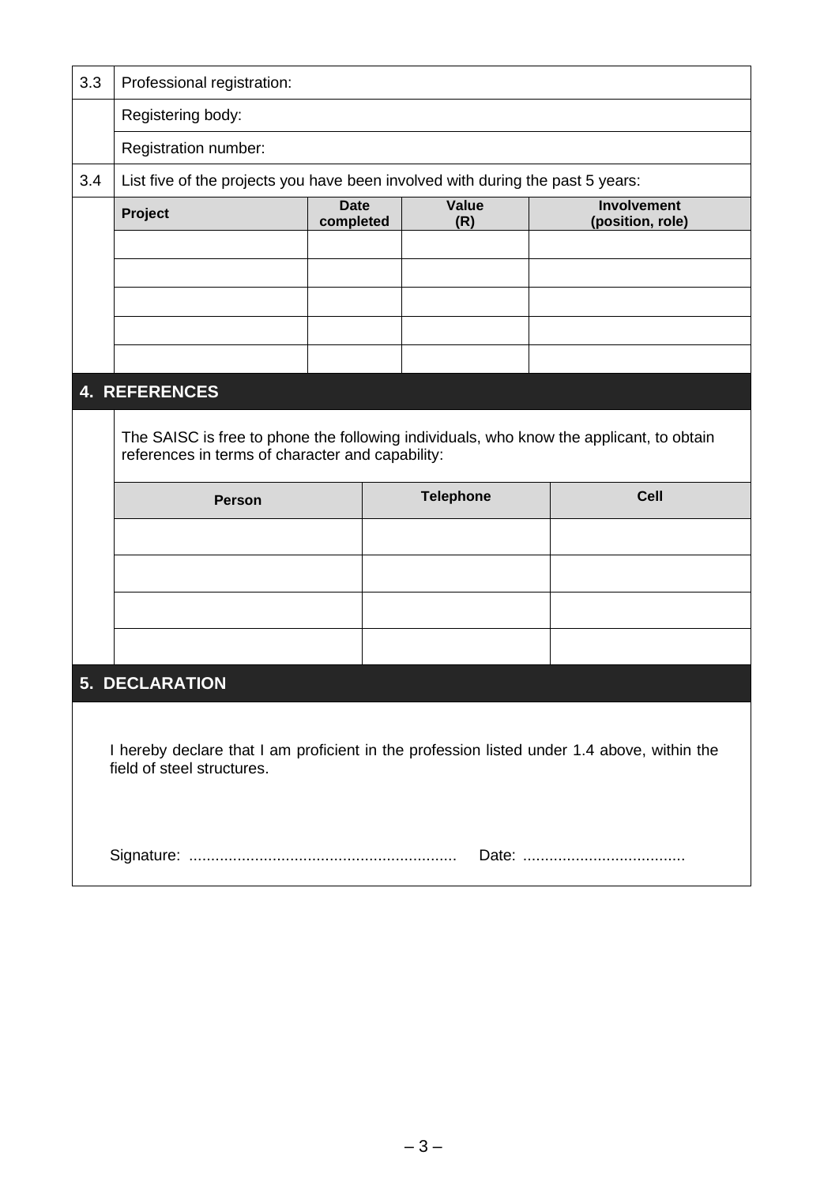| 3.3 | Professional registration: |
|---|---|
| | Registering body: |
| | Registration number: |
| 3.4 | List five of the projects you have been involved with during the past 5 years: |

| Project | Date completed | Value (R) | Involvement (position, role) |
|---|---|---|---|
| | | | |
| | | | |
| | | | |
| | | | |
| | | | |

## 4. REFERENCES

The SAISC is free to phone the following individuals, who know the applicant, to obtain references in terms of character and capability:

| Person | Telephone | Cell |
|---|---|---|
| | | |
| | | |
| | | |
| | | |

## 5. DECLARATION

I hereby declare that I am proficient in the profession listed under 1.4 above, within the field of steel structures.

Signature: ............................................................ Date: .....................................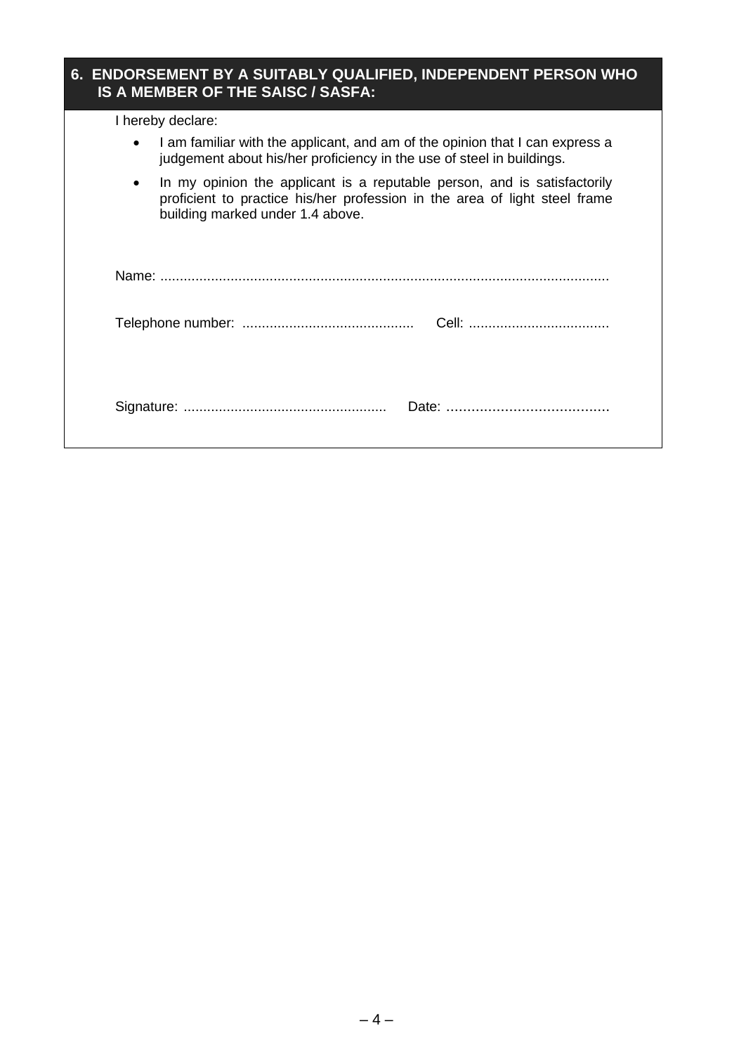## 6. ENDORSEMENT BY A SUITABLY QUALIFIED, INDEPENDENT PERSON WHO IS A MEMBER OF THE SAISC / SASFA:

I hereby declare:

- I am familiar with the applicant, and am of the opinion that I can express a judgement about his/her proficiency in the use of steel in buildings.
- In my opinion the applicant is a reputable person, and is satisfactorily proficient to practice his/her profession in the area of light steel frame building marked under 1.4 above.

Name: ..................................................................................................................

Telephone number: ........................................... Cell: ...................................

Signature: ................................................... Date: .......................................